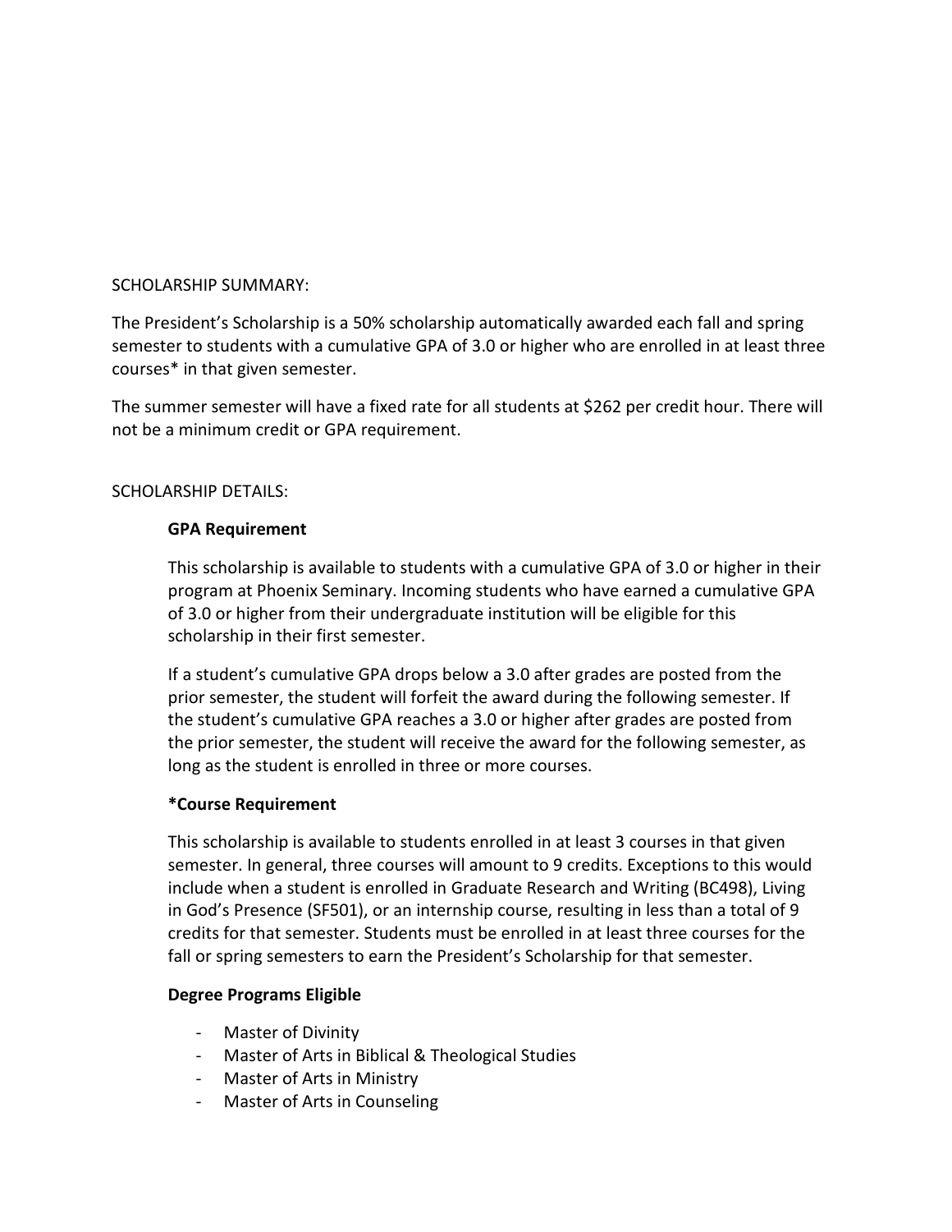SCHOLARSHIP SUMMARY:

The President's Scholarship is a 50% scholarship automatically awarded each fall and spring semester to students with a cumulative GPA of 3.0 or higher who are enrolled in at least three courses* in that given semester.

The summer semester will have a fixed rate for all students at $262 per credit hour. There will not be a minimum credit or GPA requirement.

SCHOLARSHIP DETAILS:

**GPA Requirement**

This scholarship is available to students with a cumulative GPA of 3.0 or higher in their program at Phoenix Seminary. Incoming students who have earned a cumulative GPA of 3.0 or higher from their undergraduate institution will be eligible for this scholarship in their first semester.

If a student's cumulative GPA drops below a 3.0 after grades are posted from the prior semester, the student will forfeit the award during the following semester. If the student's cumulative GPA reaches a 3.0 or higher after grades are posted from the prior semester, the student will receive the award for the following semester, as long as the student is enrolled in three or more courses.

**\*Course Requirement**

This scholarship is available to students enrolled in at least 3 courses in that given semester. In general, three courses will amount to 9 credits. Exceptions to this would include when a student is enrolled in Graduate Research and Writing (BC498), Living in God's Presence (SF501), or an internship course, resulting in less than a total of 9 credits for that semester. Students must be enrolled in at least three courses for the fall or spring semesters to earn the President's Scholarship for that semester.

**Degree Programs Eligible**

- Master of Divinity
- Master of Arts in Biblical & Theological Studies
- Master of Arts in Ministry
- Master of Arts in Counseling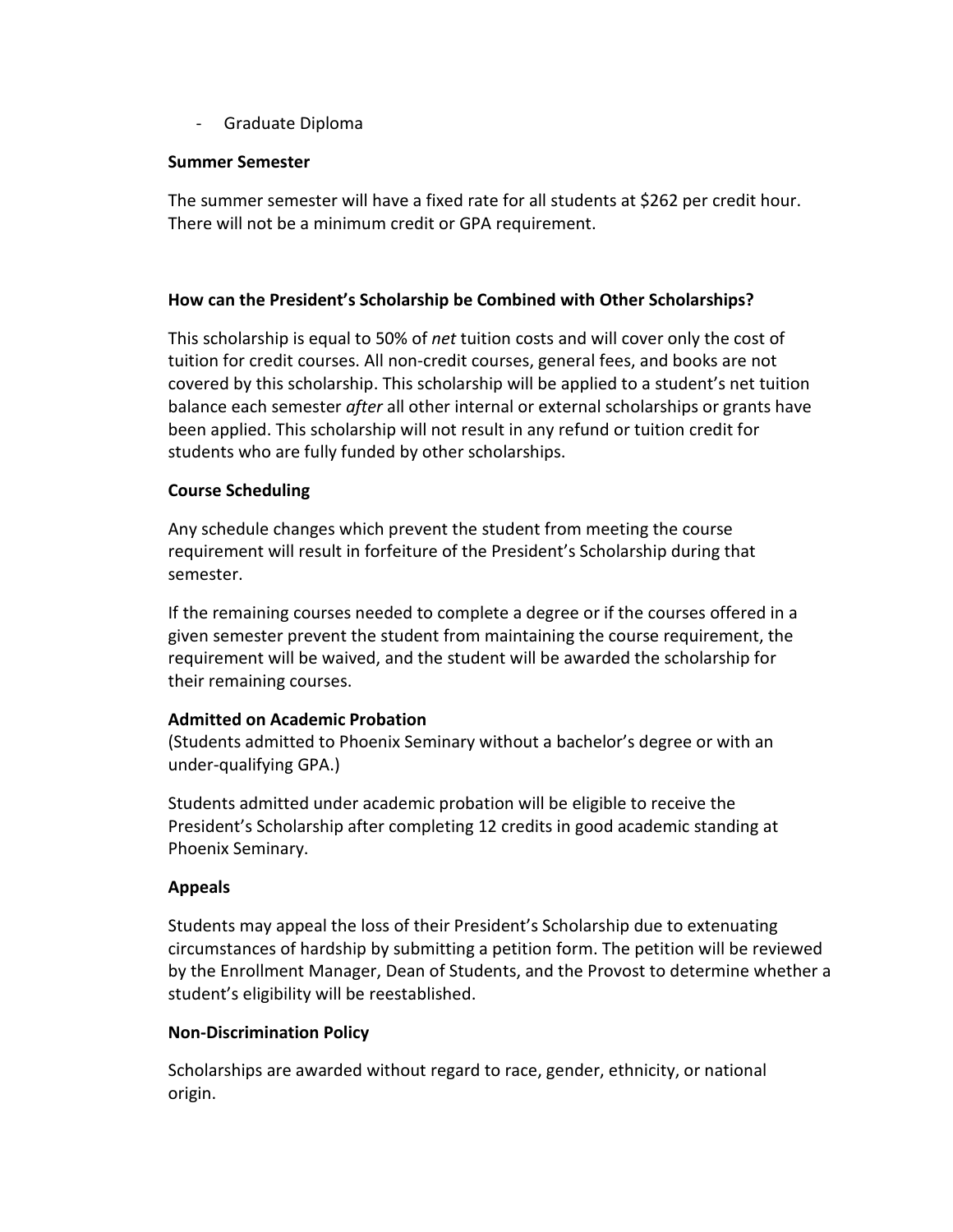- Graduate Diploma

**Summer Semester**

The summer semester will have a fixed rate for all students at $262 per credit hour. There will not be a minimum credit or GPA requirement.

**How can the President's Scholarship be Combined with Other Scholarships?**

This scholarship is equal to 50% of *net* tuition costs and will cover only the cost of tuition for credit courses. All non-credit courses, general fees, and books are not covered by this scholarship. This scholarship will be applied to a student's net tuition balance each semester *after* all other internal or external scholarships or grants have been applied. This scholarship will not result in any refund or tuition credit for students who are fully funded by other scholarships.

**Course Scheduling**

Any schedule changes which prevent the student from meeting the course requirement will result in forfeiture of the President's Scholarship during that semester.

If the remaining courses needed to complete a degree or if the courses offered in a given semester prevent the student from maintaining the course requirement, the requirement will be waived, and the student will be awarded the scholarship for their remaining courses.

**Admitted on Academic Probation**
(Students admitted to Phoenix Seminary without a bachelor's degree or with an under-qualifying GPA.)

Students admitted under academic probation will be eligible to receive the President's Scholarship after completing 12 credits in good academic standing at Phoenix Seminary.

**Appeals**

Students may appeal the loss of their President's Scholarship due to extenuating circumstances of hardship by submitting a petition form. The petition will be reviewed by the Enrollment Manager, Dean of Students, and the Provost to determine whether a student's eligibility will be reestablished.

**Non-Discrimination Policy**

Scholarships are awarded without regard to race, gender, ethnicity, or national origin.